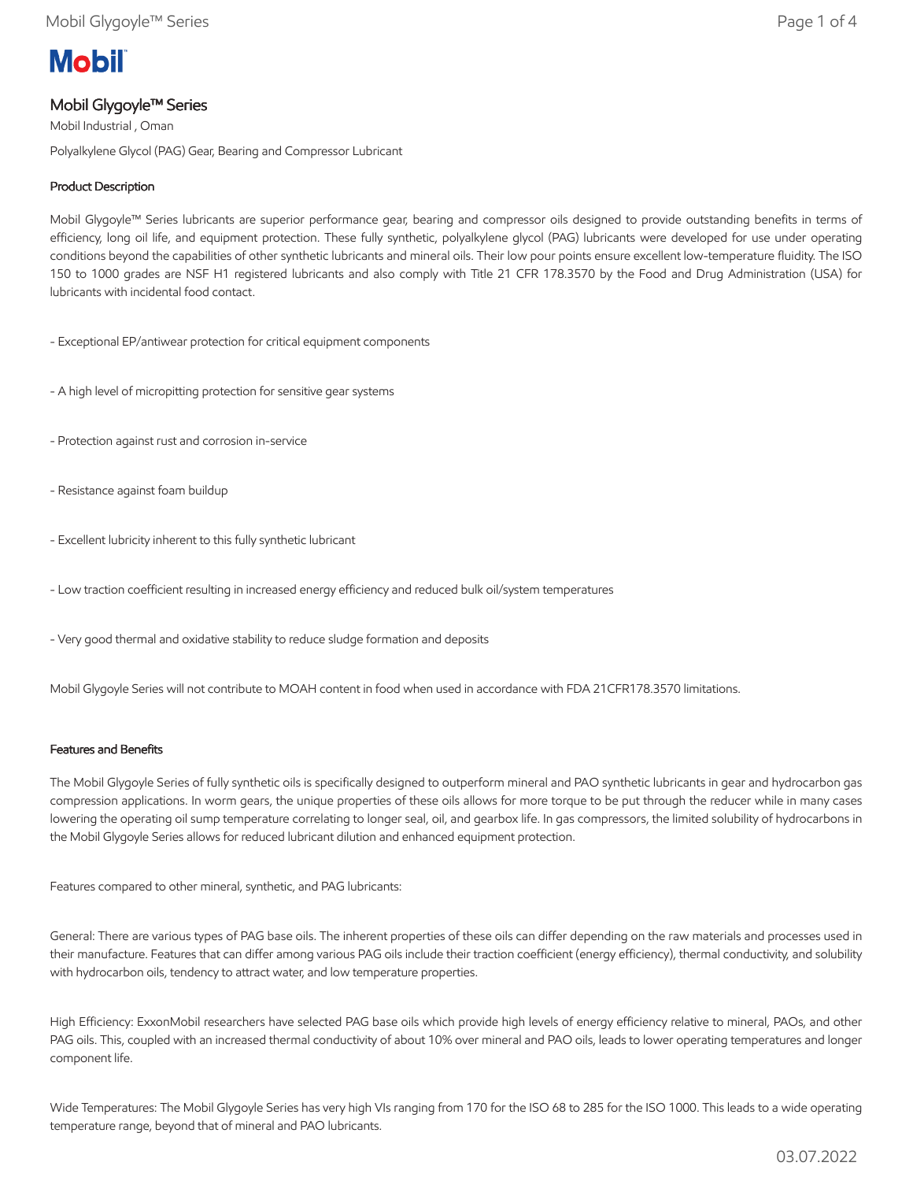# Mobil Glygoyle™ Series

Mobil Industrial , Oman

Polyalkylene Glycol (PAG) Gear, Bearing and Compressor Lubricant

## Product Description

Mobil Glygoyle™ Series lubricants are superior performance gear, bearing and compressor oils designed to provide outstanding benefits in terms of efficiency, long oil life, and equipment protection. These fully synthetic, polyalkylene glycol (PAG) lubricants were developed for use under operating conditions beyond the capabilities of other synthetic lubricants and mineral oils. Their low pour points ensure excellent low-temperature fluidity. The ISO 150 to 1000 grades are NSF H1 registered lubricants and also comply with Title 21 CFR 178.3570 by the Food and Drug Administration (USA) for lubricants with incidental food contact.

- Exceptional EP/antiwear protection for critical equipment components

- A high level of micropitting protection for sensitive gear systems

- Protection against rust and corrosion in-service

- Resistance against foam buildup

- Excellent lubricity inherent to this fully synthetic lubricant

- Low traction coefficient resulting in increased energy efficiency and reduced bulk oil/system temperatures

- Very good thermal and oxidative stability to reduce sludge formation and deposits

Mobil Glygoyle Series will not contribute to MOAH content in food when used in accordance with FDA 21CFR178.3570 limitations.

## Features and Benefits

The Mobil Glygoyle Series of fully synthetic oils is specifically designed to outperform mineral and PAO synthetic lubricants in gear and hydrocarbon gas compression applications. In worm gears, the unique properties of these oils allows for more torque to be put through the reducer while in many cases lowering the operating oil sump temperature correlating to longer seal, oil, and gearbox life. In gas compressors, the limited solubility of hydrocarbons in the Mobil Glygoyle Series allows for reduced lubricant dilution and enhanced equipment protection.

Features compared to other mineral, synthetic, and PAG lubricants:

General: There are various types of PAG base oils. The inherent properties of these oils can differ depending on the raw materials and processes used in their manufacture. Features that can differ among various PAG oils include their traction coefficient (energy efficiency), thermal conductivity, and solubility with hydrocarbon oils, tendency to attract water, and low temperature properties.

High Efficiency: ExxonMobil researchers have selected PAG base oils which provide high levels of energy efficiency relative to mineral, PAOs, and other PAG oils. This, coupled with an increased thermal conductivity of about 10% over mineral and PAO oils, leads to lower operating temperatures and longer component life.

Wide Temperatures: The Mobil Glygoyle Series has very high VIs ranging from 170 for the ISO 68 to 285 for the ISO 1000. This leads to a wide operating temperature range, beyond that of mineral and PAO lubricants.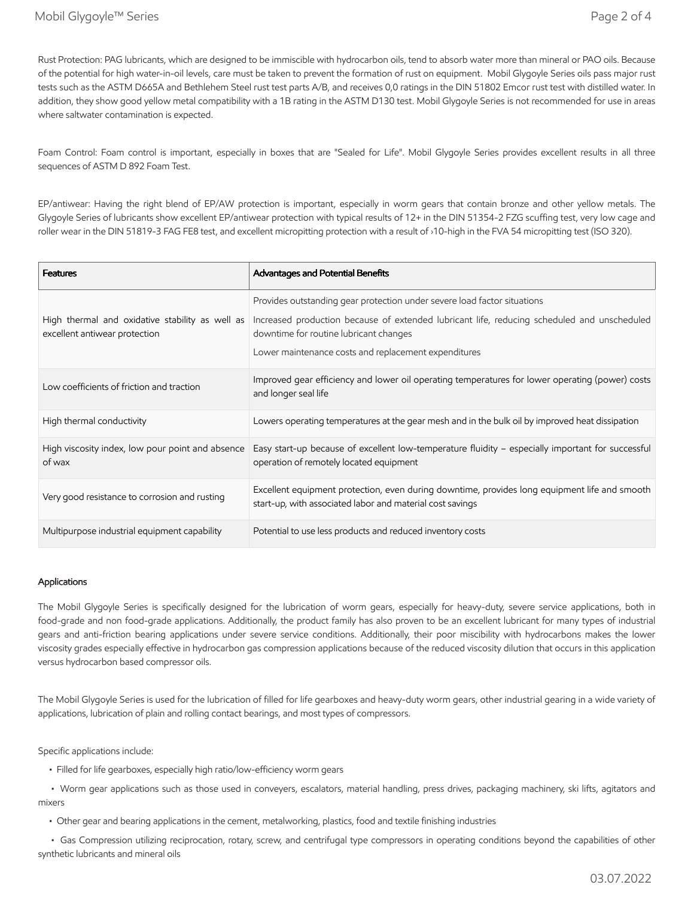Rust Protection: PAG lubricants, which are designed to be immiscible with hydrocarbon oils, tend to absorb water more than mineral or PAO oils. Because of the potential for high water-in-oil levels, care must be taken to prevent the formation of rust on equipment. Mobil Glygoyle Series oils pass major rust tests such as the ASTM D665A and Bethlehem Steel rust test parts A/B, and receives 0,0 ratings in the DIN 51802 Emcor rust test with distilled water. In addition, they show good yellow metal compatibility with a 1B rating in the ASTM D130 test. Mobil Glygoyle Series is not recommended for use in areas where saltwater contamination is expected.

Foam Control: Foam control is important, especially in boxes that are "Sealed for Life". Mobil Glygoyle Series provides excellent results in all three sequences of ASTM D 892 Foam Test.

EP/antiwear: Having the right blend of EP/AW protection is important, especially in worm gears that contain bronze and other yellow metals. The Glygoyle Series of lubricants show excellent EP/antiwear protection with typical results of 12+ in the DIN 51354-2 FZG scuffing test, very low cage and roller wear in the DIN 51819-3 FAG FE8 test, and excellent micropitting protection with a result of ›10-high in the FVA 54 micropitting test (ISO 320).

| Features | Advantages and Potential Benefits |
| --- | --- |
| High thermal and oxidative stability as well as excellent antiwear protection | Provides outstanding gear protection under severe load factor situations<br>Increased production because of extended lubricant life, reducing scheduled and unscheduled downtime for routine lubricant changes<br>Lower maintenance costs and replacement expenditures |
| Low coefficients of friction and traction | Improved gear efficiency and lower oil operating temperatures for lower operating (power) costs and longer seal life |
| High thermal conductivity | Lowers operating temperatures at the gear mesh and in the bulk oil by improved heat dissipation |
| High viscosity index, low pour point and absence of wax | Easy start-up because of excellent low-temperature fluidity – especially important for successful operation of remotely located equipment |
| Very good resistance to corrosion and rusting | Excellent equipment protection, even during downtime, provides long equipment life and smooth start-up, with associated labor and material cost savings |
| Multipurpose industrial equipment capability | Potential to use less products and reduced inventory costs |

### Applications

The Mobil Glygoyle Series is specifically designed for the lubrication of worm gears, especially for heavy-duty, severe service applications, both in food-grade and non food-grade applications. Additionally, the product family has also proven to be an excellent lubricant for many types of industrial gears and anti-friction bearing applications under severe service conditions. Additionally, their poor miscibility with hydrocarbons makes the lower viscosity grades especially effective in hydrocarbon gas compression applications because of the reduced viscosity dilution that occurs in this application versus hydrocarbon based compressor oils.

The Mobil Glygoyle Series is used for the lubrication of filled for life gearboxes and heavy-duty worm gears, other industrial gearing in a wide variety of applications, lubrication of plain and rolling contact bearings, and most types of compressors.

Specific applications include:

- Filled for life gearboxes, especially high ratio/low-efficiency worm gears
- Worm gear applications such as those used in conveyers, escalators, material handling, press drives, packaging machinery, ski lifts, agitators and mixers
- Other gear and bearing applications in the cement, metalworking, plastics, food and textile finishing industries
- Gas Compression utilizing reciprocation, rotary, screw, and centrifugal type compressors in operating conditions beyond the capabilities of other synthetic lubricants and mineral oils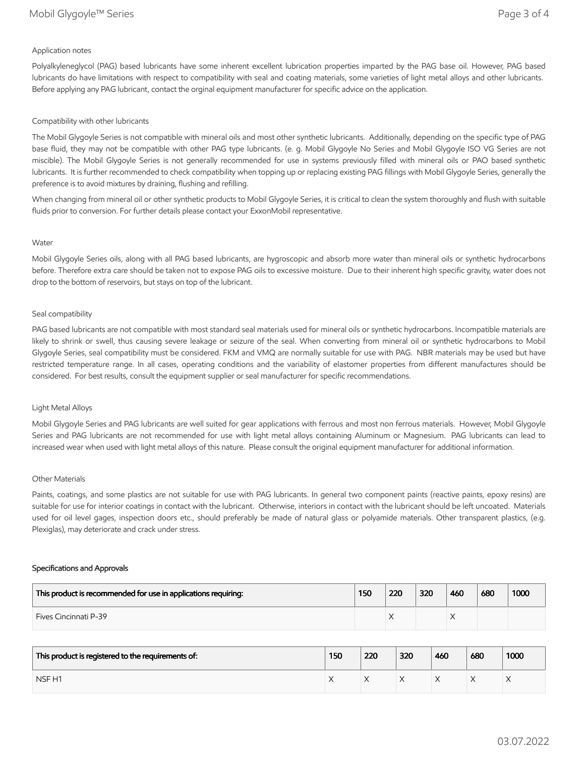### Application notes

Polyalkyleneglycol (PAG) based lubricants have some inherent excellent lubrication properties imparted by the PAG base oil. However, PAG based lubricants do have limitations with respect to compatibility with seal and coating materials, some varieties of light metal alloys and other lubricants. Before applying any PAG lubricant, contact the orginal equipment manufacturer for specific advice on the application.

### Compatibility with other lubricants

The Mobil Glygoyle Series is not compatible with mineral oils and most other synthetic lubricants. Additionally, depending on the specific type of PAG base fluid, they may not be compatible with other PAG type lubricants. (e. g. Mobil Glygoyle No Series and Mobil Glygoyle ISO VG Series are not miscible). The Mobil Glygoyle Series is not generally recommended for use in systems previously filled with mineral oils or PAO based synthetic lubricants. It is further recommended to check compatibility when topping up or replacing existing PAG fillings with Mobil Glygoyle Series, generally the preference is to avoid mixtures by draining, flushing and refilling.

When changing from mineral oil or other synthetic products to Mobil Glygoyle Series, it is critical to clean the system thoroughly and flush with suitable fluids prior to conversion. For further details please contact your ExxonMobil representative.

### Water

Mobil Glygoyle Series oils, along with all PAG based lubricants, are hygroscopic and absorb more water than mineral oils or synthetic hydrocarbons before. Therefore extra care should be taken not to expose PAG oils to excessive moisture. Due to their inherent high specific gravity, water does not drop to the bottom of reservoirs, but stays on top of the lubricant.

### Seal compatibility

PAG based lubricants are not compatible with most standard seal materials used for mineral oils or synthetic hydrocarbons. Incompatible materials are likely to shrink or swell, thus causing severe leakage or seizure of the seal. When converting from mineral oil or synthetic hydrocarbons to Mobil Glygoyle Series, seal compatibility must be considered. FKM and VMQ are normally suitable for use with PAG. NBR materials may be used but have restricted temperature range. In all cases, operating conditions and the variability of elastomer properties from different manufactures should be considered. For best results, consult the equipment supplier or seal manufacturer for specific recommendations.

### Light Metal Alloys

Mobil Glygoyle Series and PAG lubricants are well suited for gear applications with ferrous and most non ferrous materials. However, Mobil Glygoyle Series and PAG lubricants are not recommended for use with light metal alloys containing Aluminum or Magnesium. PAG lubricants can lead to increased wear when used with light metal alloys of this nature. Please consult the original equipment manufacturer for additional information.

### Other Materials

Paints, coatings, and some plastics are not suitable for use with PAG lubricants. In general two component paints (reactive paints, epoxy resins) are suitable for use for interior coatings in contact with the lubricant. Otherwise, interiors in contact with the lubricant should be left uncoated. Materials used for oil level gages, inspection doors etc., should preferably be made of natural glass or polyamide materials. Other transparent plastics, (e.g. Plexiglas), may deteriorate and crack under stress.

## Specifications and Approvals

| This product is recommended for use in applications requiring: | 150 | 220 | 320 | 460 | 680 | 1000 |
|---|---|---|---|---|---|---|
| Fives Cincinnati P-39 | | X | | X | | |

| This product is registered to the requirements of: | 150 | 220 | 320 | 460 | 680 | 1000 |
|---|---|---|---|---|---|---|
| NSF H1 | X | X | X | X | X | X |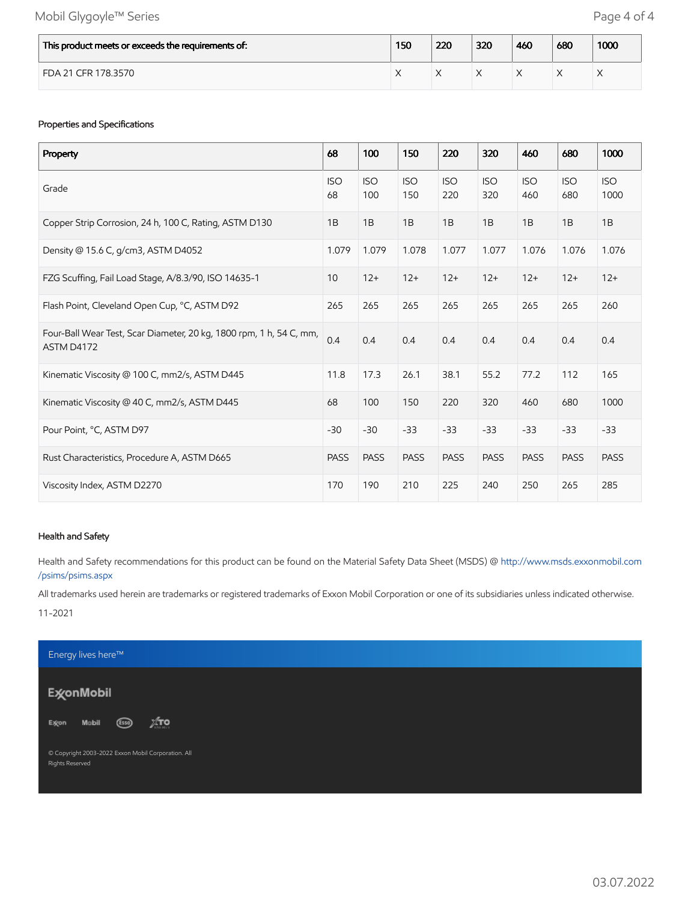| This product meets or exceeds the requirements of: | 150 | 220 | 320 | 460 | 680 | 1000 |
|---|---|---|---|---|---|---|
| FDA 21 CFR 178.3570 | X | X | X | X | X | X |

### Properties and Specifications

| Property | 68 | 100 | 150 | 220 | 320 | 460 | 680 | 1000 |
|---|---|---|---|---|---|---|---|---|
| Grade | ISO 68 | ISO 100 | ISO 150 | ISO 220 | ISO 320 | ISO 460 | ISO 680 | ISO 1000 |
| Copper Strip Corrosion, 24 h, 100 C, Rating, ASTM D130 | 1B | 1B | 1B | 1B | 1B | 1B | 1B | 1B |
| Density @ 15.6 C, g/cm3, ASTM D4052 | 1.079 | 1.079 | 1.078 | 1.077 | 1.077 | 1.076 | 1.076 | 1.076 |
| FZG Scuffing, Fail Load Stage, A/8.3/90, ISO 14635-1 | 10 | 12+ | 12+ | 12+ | 12+ | 12+ | 12+ | 12+ |
| Flash Point, Cleveland Open Cup, °C, ASTM D92 | 265 | 265 | 265 | 265 | 265 | 265 | 265 | 260 |
| Four-Ball Wear Test, Scar Diameter, 20 kg, 1800 rpm, 1 h, 54 C, mm, ASTM D4172 | 0.4 | 0.4 | 0.4 | 0.4 | 0.4 | 0.4 | 0.4 | 0.4 |
| Kinematic Viscosity @ 100 C, mm2/s, ASTM D445 | 11.8 | 17.3 | 26.1 | 38.1 | 55.2 | 77.2 | 112 | 165 |
| Kinematic Viscosity @ 40 C, mm2/s, ASTM D445 | 68 | 100 | 150 | 220 | 320 | 460 | 680 | 1000 |
| Pour Point, °C, ASTM D97 | -30 | -30 | -33 | -33 | -33 | -33 | -33 | -33 |
| Rust Characteristics, Procedure A, ASTM D665 | PASS | PASS | PASS | PASS | PASS | PASS | PASS | PASS |
| Viscosity Index, ASTM D2270 | 170 | 190 | 210 | 225 | 240 | 250 | 265 | 285 |

### Health and Safety

Health and Safety recommendations for this product can be found on the Material Safety Data Sheet (MSDS) @ http://www.msds.exxonmobil.com/psims/psims.aspx

All trademarks used herein are trademarks or registered trademarks of Exxon Mobil Corporation or one of its subsidiaries unless indicated otherwise.

11-2021

Energy lives here™

ExxonMobil

Exxon Mobil Esso XTO

© Copyright 2003-2022 Exxon Mobil Corporation. All Rights Reserved